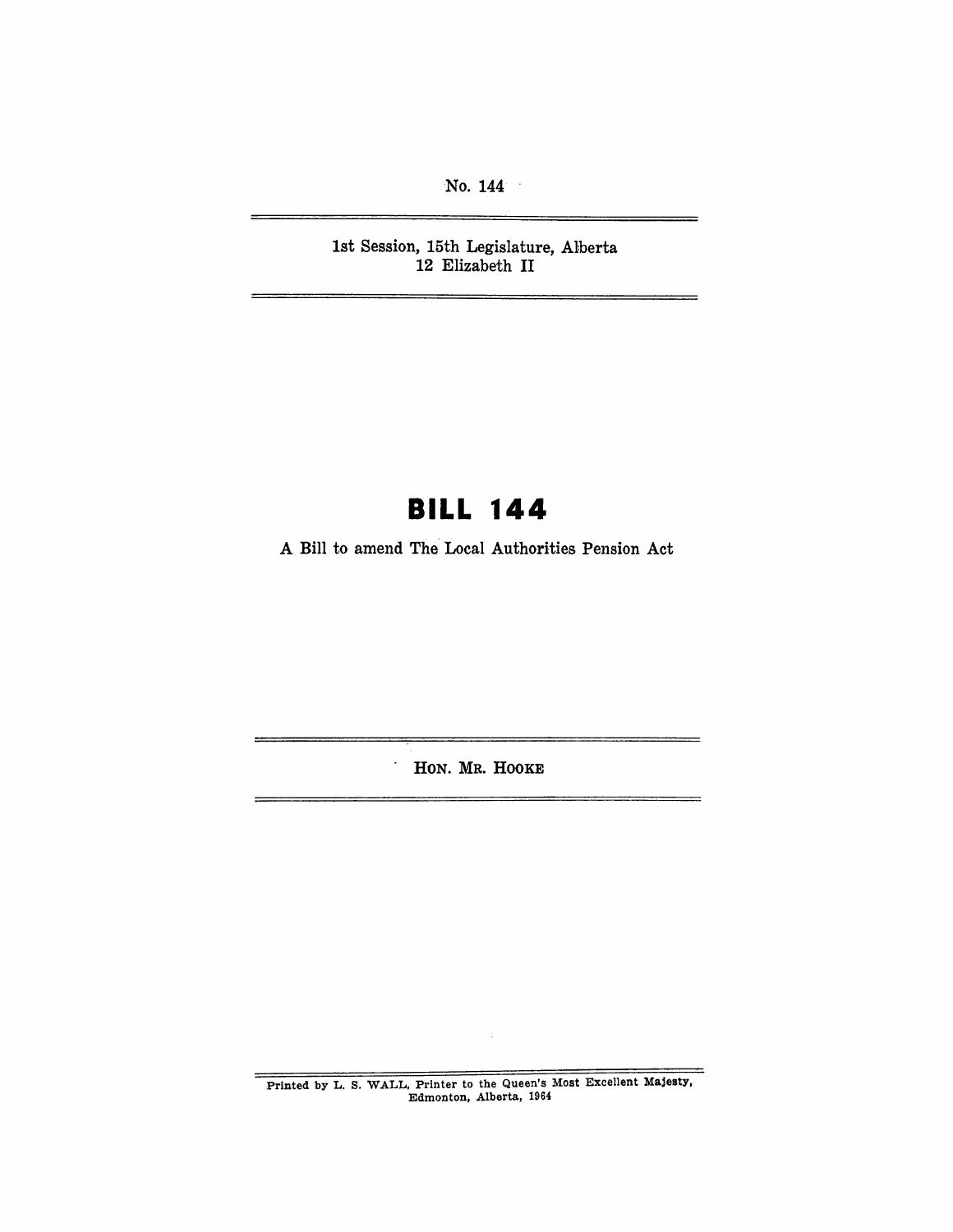No. 144

1st Session, 15th Legislature, Alberta
12 Elizabeth II

# BILL 144

A Bill to amend The Local Authorities Pension Act

HON. MR. HOOKE

Printed by L. S. WALL, Printer to the Queen's Most Excellent Majesty, Edmonton, Alberta, 1964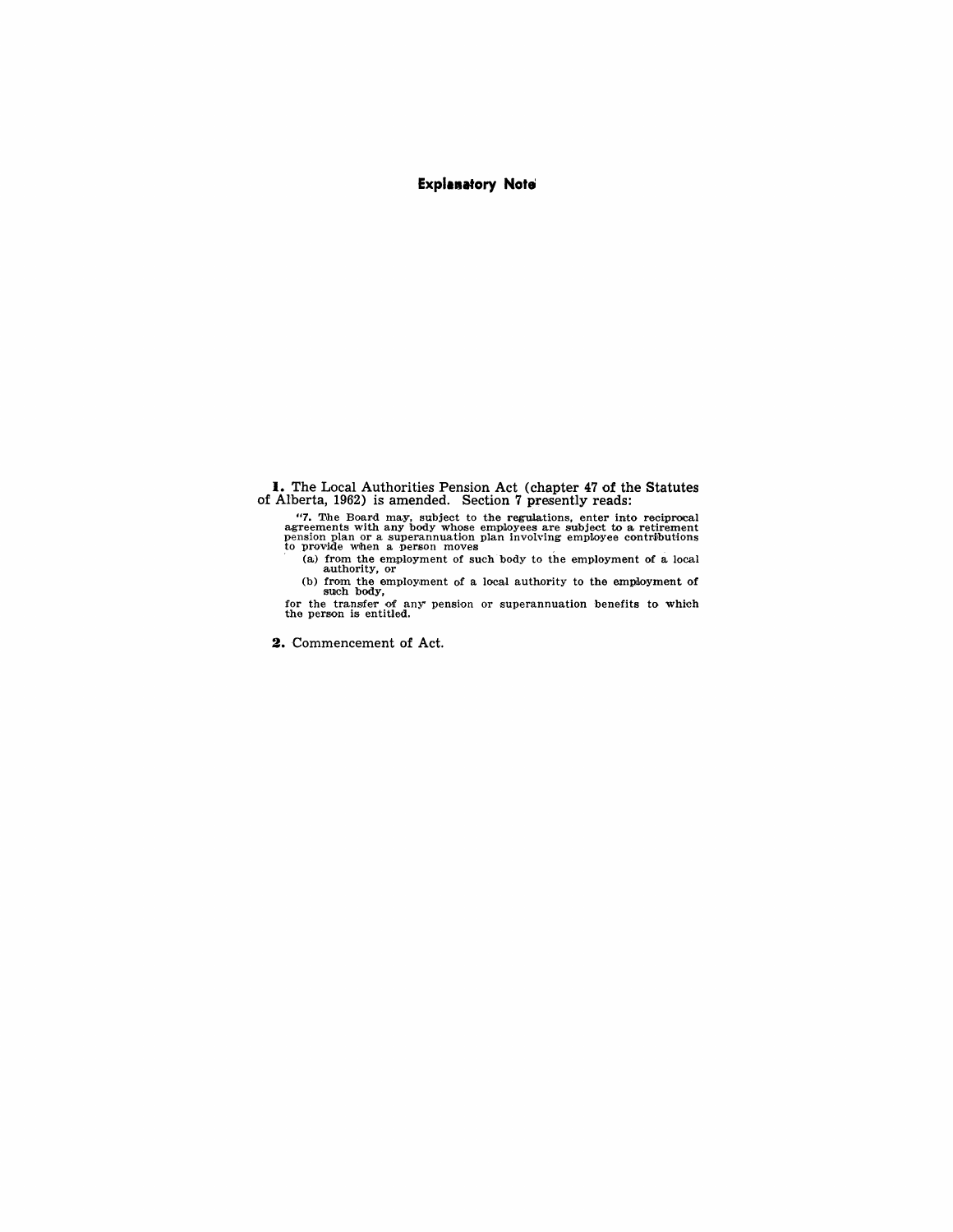## Explanatory Note

**1.** The Local Authorities Pension Act (chapter 47 of the Statutes of Alberta, 1962) is amended. Section 7 presently reads:

"7. The Board may, subject to the regulations, enter into reciprocal agreements with any body whose employees are subject to a retirement pension plan or a superannuation plan involving employee contributions to provide when a person moves

(a) from the employment of such body to the employment of a local authority, or

(b) from the employment of a local authority to the employment of such body,

for the transfer of any pension or superannuation benefits to which the person is entitled.

**2.** Commencement of Act.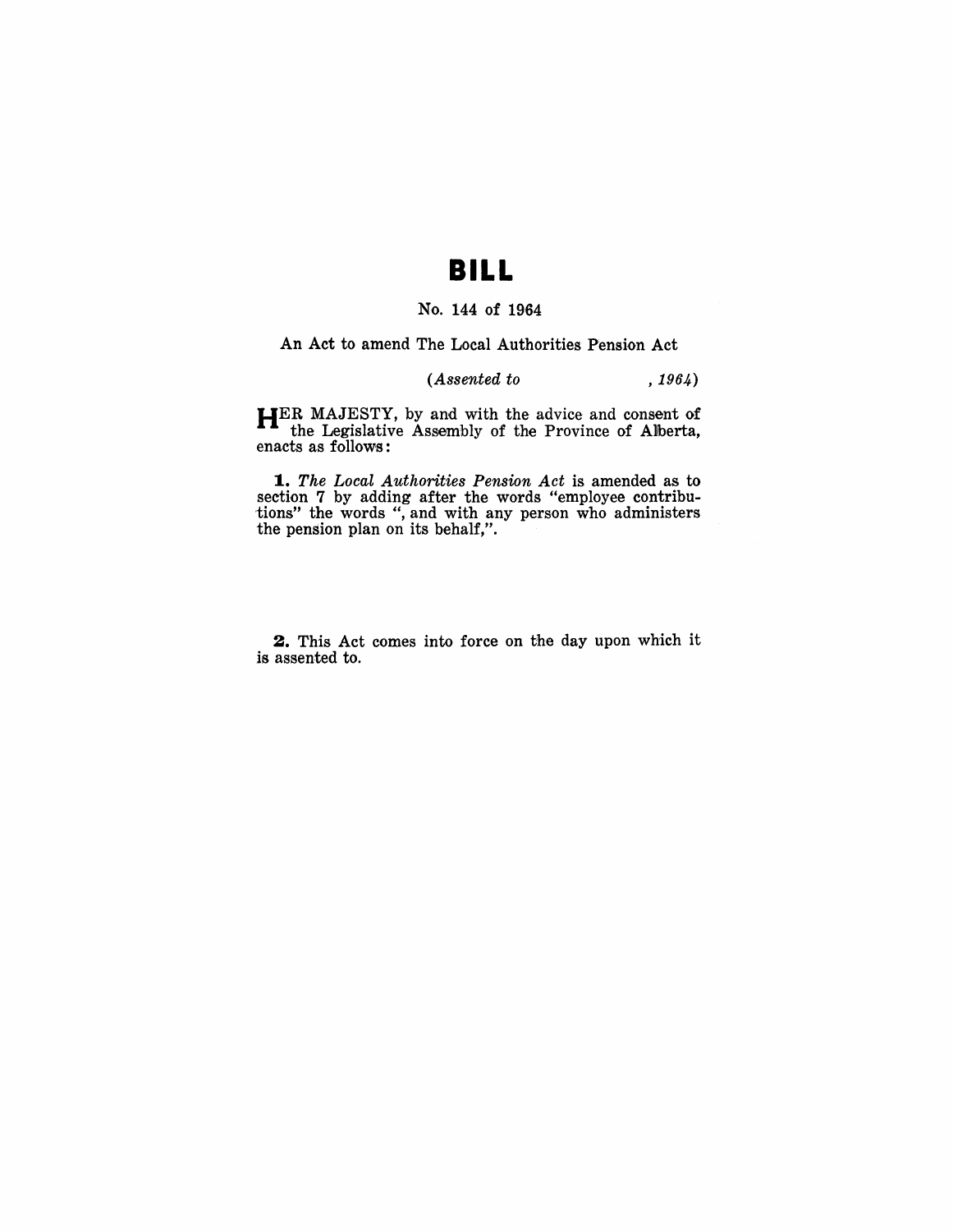# BILL

No. 144 of 1964

An Act to amend The Local Authorities Pension Act

*(Assented to , 1964)*

HER MAJESTY, by and with the advice and consent of the Legislative Assembly of the Province of Alberta, enacts as follows:

**1.** *The Local Authorities Pension Act* is amended as to section 7 by adding after the words "employee contributions" the words ", and with any person who administers the pension plan on its behalf,".

**2.** This Act comes into force on the day upon which it is assented to.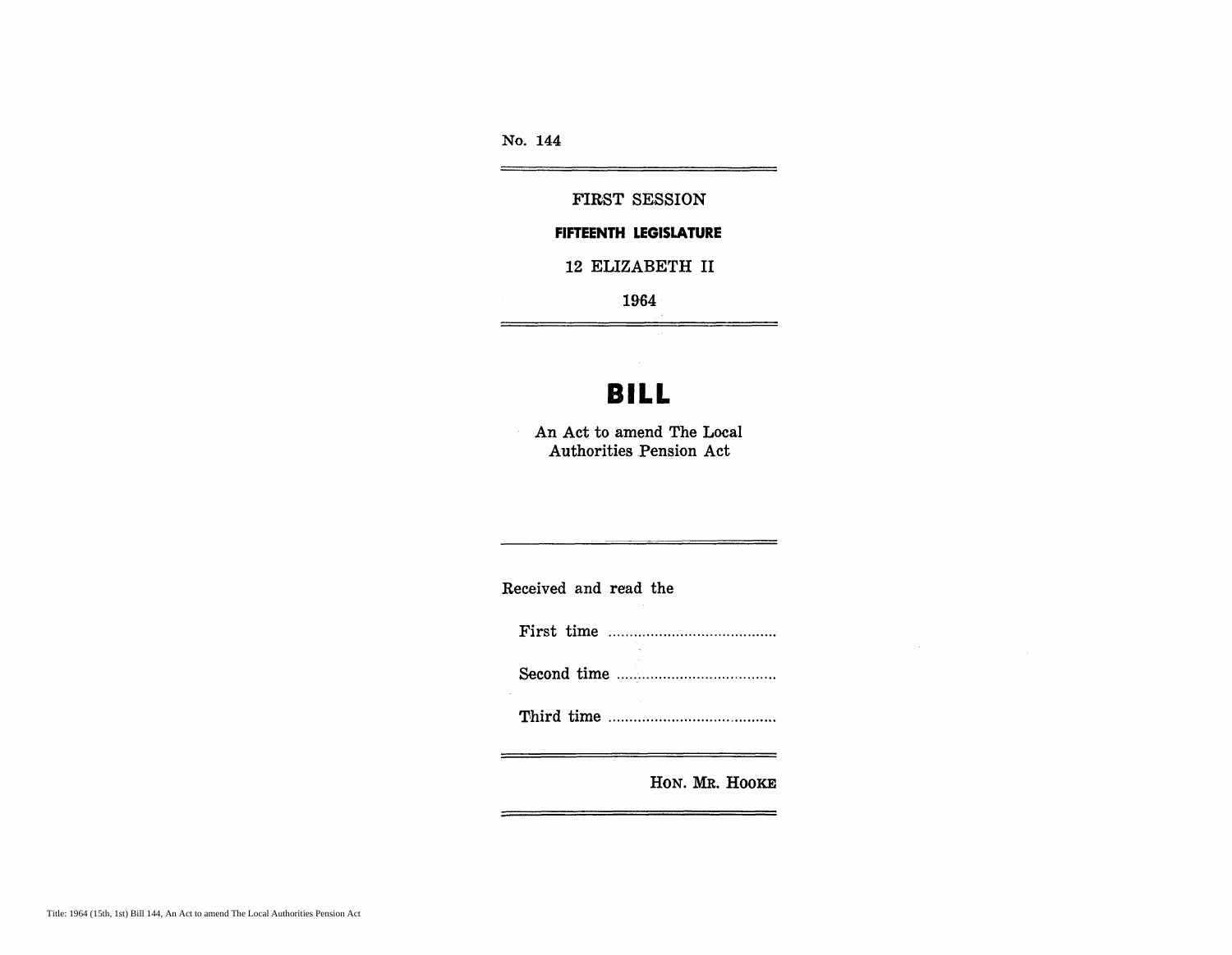No. 144

FIRST SESSION

**FIFTEENTH LEGISLATURE**

12 ELIZABETH II

1964

# BILL

An Act to amend The Local Authorities Pension Act

Received and read the

First time ........................................

Second time ......................................

Third time .........................................

HON. MR. HOOKE

Title: 1964 (15th, 1st) Bill 144, An Act to amend The Local Authorities Pension Act